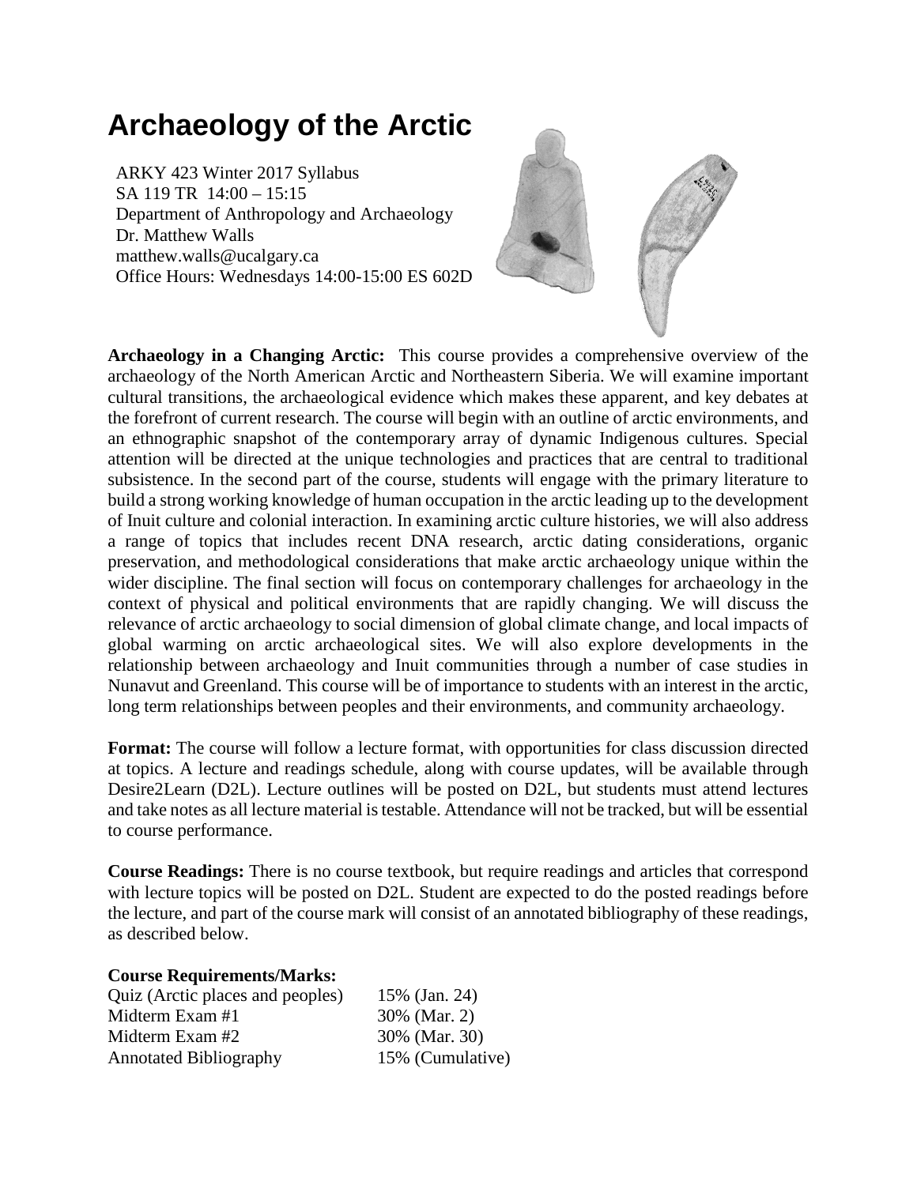# Archaeology of the Arctic

ARKY 423 Winter 2017 Syllabus
SA 119 TR 14:00 – 15:15
Department of Anthropology and Archaeology
Dr. Matthew Walls
matthew.walls@ucalgary.ca
Office Hours: Wednesdays 14:00-15:00 ES 602D

**Archaeology in a Changing Arctic:** This course provides a comprehensive overview of the archaeology of the North American Arctic and Northeastern Siberia. We will examine important cultural transitions, the archaeological evidence which makes these apparent, and key debates at the forefront of current research. The course will begin with an outline of arctic environments, and an ethnographic snapshot of the contemporary array of dynamic Indigenous cultures. Special attention will be directed at the unique technologies and practices that are central to traditional subsistence. In the second part of the course, students will engage with the primary literature to build a strong working knowledge of human occupation in the arctic leading up to the development of Inuit culture and colonial interaction. In examining arctic culture histories, we will also address a range of topics that includes recent DNA research, arctic dating considerations, organic preservation, and methodological considerations that make arctic archaeology unique within the wider discipline. The final section will focus on contemporary challenges for archaeology in the context of physical and political environments that are rapidly changing. We will discuss the relevance of arctic archaeology to social dimension of global climate change, and local impacts of global warming on arctic archaeological sites. We will also explore developments in the relationship between archaeology and Inuit communities through a number of case studies in Nunavut and Greenland. This course will be of importance to students with an interest in the arctic, long term relationships between peoples and their environments, and community archaeology.

**Format:** The course will follow a lecture format, with opportunities for class discussion directed at topics. A lecture and readings schedule, along with course updates, will be available through Desire2Learn (D2L). Lecture outlines will be posted on D2L, but students must attend lectures and take notes as all lecture material is testable. Attendance will not be tracked, but will be essential to course performance.

**Course Readings:** There is no course textbook, but require readings and articles that correspond with lecture topics will be posted on D2L. Student are expected to do the posted readings before the lecture, and part of the course mark will consist of an annotated bibliography of these readings, as described below.

**Course Requirements/Marks:**

| | |
|---|---|
| Quiz (Arctic places and peoples) | 15% (Jan. 24) |
| Midterm Exam #1 | 30% (Mar. 2) |
| Midterm Exam #2 | 30% (Mar. 30) |
| Annotated Bibliography | 15% (Cumulative) |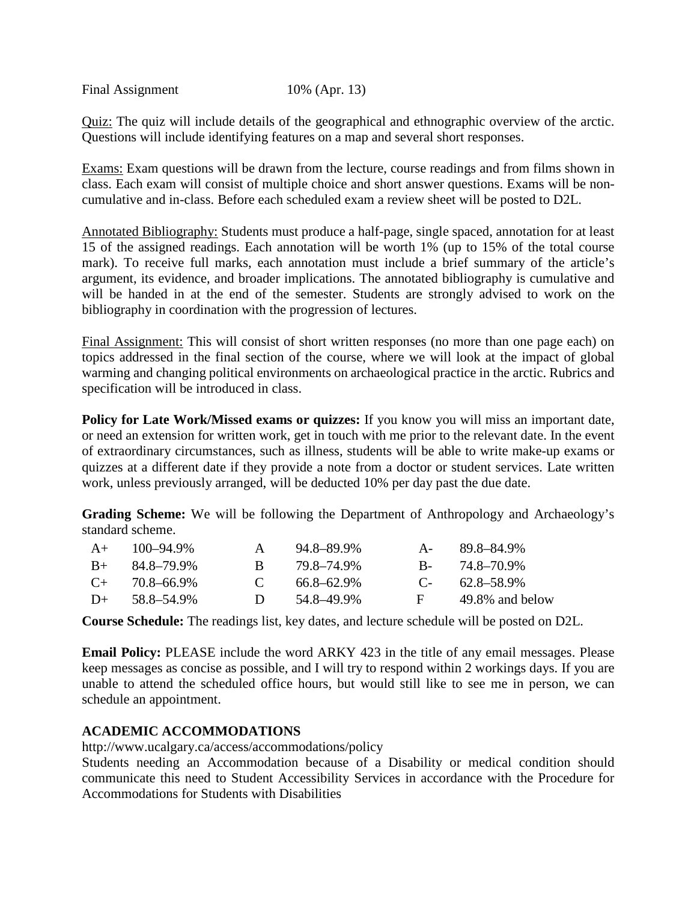Final Assignment 10% (Apr. 13)

Quiz: The quiz will include details of the geographical and ethnographic overview of the arctic. Questions will include identifying features on a map and several short responses.

Exams: Exam questions will be drawn from the lecture, course readings and from films shown in class. Each exam will consist of multiple choice and short answer questions. Exams will be non-cumulative and in-class. Before each scheduled exam a review sheet will be posted to D2L.

Annotated Bibliography: Students must produce a half-page, single spaced, annotation for at least 15 of the assigned readings. Each annotation will be worth 1% (up to 15% of the total course mark). To receive full marks, each annotation must include a brief summary of the article's argument, its evidence, and broader implications. The annotated bibliography is cumulative and will be handed in at the end of the semester. Students are strongly advised to work on the bibliography in coordination with the progression of lectures.

Final Assignment: This will consist of short written responses (no more than one page each) on topics addressed in the final section of the course, where we will look at the impact of global warming and changing political environments on archaeological practice in the arctic. Rubrics and specification will be introduced in class.

**Policy for Late Work/Missed exams or quizzes:** If you know you will miss an important date, or need an extension for written work, get in touch with me prior to the relevant date. In the event of extraordinary circumstances, such as illness, students will be able to write make-up exams or quizzes at a different date if they provide a note from a doctor or student services. Late written work, unless previously arranged, will be deducted 10% per day past the due date.

**Grading Scheme:** We will be following the Department of Anthropology and Archaeology's standard scheme.

| | | | | | |
|---|---|---|---|---|---|
| A+ | 100–94.9% | A | 94.8–89.9% | A- | 89.8–84.9% |
| B+ | 84.8–79.9% | B | 79.8–74.9% | B- | 74.8–70.9% |
| C+ | 70.8–66.9% | C | 66.8–62.9% | C- | 62.8–58.9% |
| D+ | 58.8–54.9% | D | 54.8–49.9% | F | 49.8% and below |

**Course Schedule:** The readings list, key dates, and lecture schedule will be posted on D2L.

**Email Policy:** PLEASE include the word ARKY 423 in the title of any email messages. Please keep messages as concise as possible, and I will try to respond within 2 workings days. If you are unable to attend the scheduled office hours, but would still like to see me in person, we can schedule an appointment.

## ACADEMIC ACCOMMODATIONS

http://www.ucalgary.ca/access/accommodations/policy

Students needing an Accommodation because of a Disability or medical condition should communicate this need to Student Accessibility Services in accordance with the Procedure for Accommodations for Students with Disabilities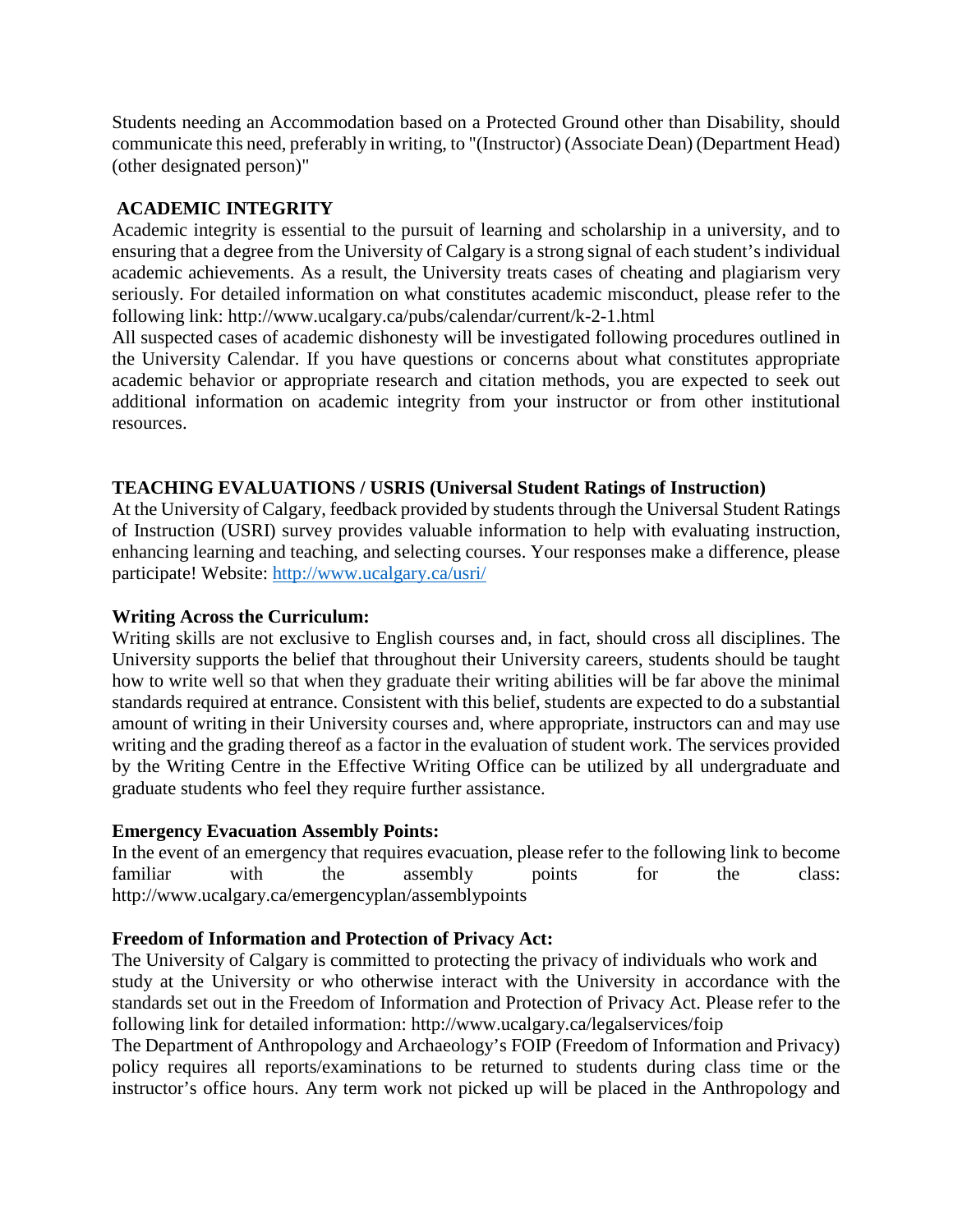Students needing an Accommodation based on a Protected Ground other than Disability, should communicate this need, preferably in writing, to "(Instructor) (Associate Dean) (Department Head) (other designated person)"

## ACADEMIC INTEGRITY

Academic integrity is essential to the pursuit of learning and scholarship in a university, and to ensuring that a degree from the University of Calgary is a strong signal of each student's individual academic achievements. As a result, the University treats cases of cheating and plagiarism very seriously. For detailed information on what constitutes academic misconduct, please refer to the following link: http://www.ucalgary.ca/pubs/calendar/current/k-2-1.html

All suspected cases of academic dishonesty will be investigated following procedures outlined in the University Calendar. If you have questions or concerns about what constitutes appropriate academic behavior or appropriate research and citation methods, you are expected to seek out additional information on academic integrity from your instructor or from other institutional resources.

## TEACHING EVALUATIONS / USRIS (Universal Student Ratings of Instruction)

At the University of Calgary, feedback provided by students through the Universal Student Ratings of Instruction (USRI) survey provides valuable information to help with evaluating instruction, enhancing learning and teaching, and selecting courses. Your responses make a difference, please participate! Website: http://www.ucalgary.ca/usri/

## Writing Across the Curriculum:

Writing skills are not exclusive to English courses and, in fact, should cross all disciplines. The University supports the belief that throughout their University careers, students should be taught how to write well so that when they graduate their writing abilities will be far above the minimal standards required at entrance. Consistent with this belief, students are expected to do a substantial amount of writing in their University courses and, where appropriate, instructors can and may use writing and the grading thereof as a factor in the evaluation of student work. The services provided by the Writing Centre in the Effective Writing Office can be utilized by all undergraduate and graduate students who feel they require further assistance.

## Emergency Evacuation Assembly Points:

In the event of an emergency that requires evacuation, please refer to the following link to become familiar with the assembly points for the class: http://www.ucalgary.ca/emergencyplan/assemblypoints

## Freedom of Information and Protection of Privacy Act:

The University of Calgary is committed to protecting the privacy of individuals who work and study at the University or who otherwise interact with the University in accordance with the standards set out in the Freedom of Information and Protection of Privacy Act. Please refer to the following link for detailed information: http://www.ucalgary.ca/legalservices/foip

The Department of Anthropology and Archaeology's FOIP (Freedom of Information and Privacy) policy requires all reports/examinations to be returned to students during class time or the instructor's office hours. Any term work not picked up will be placed in the Anthropology and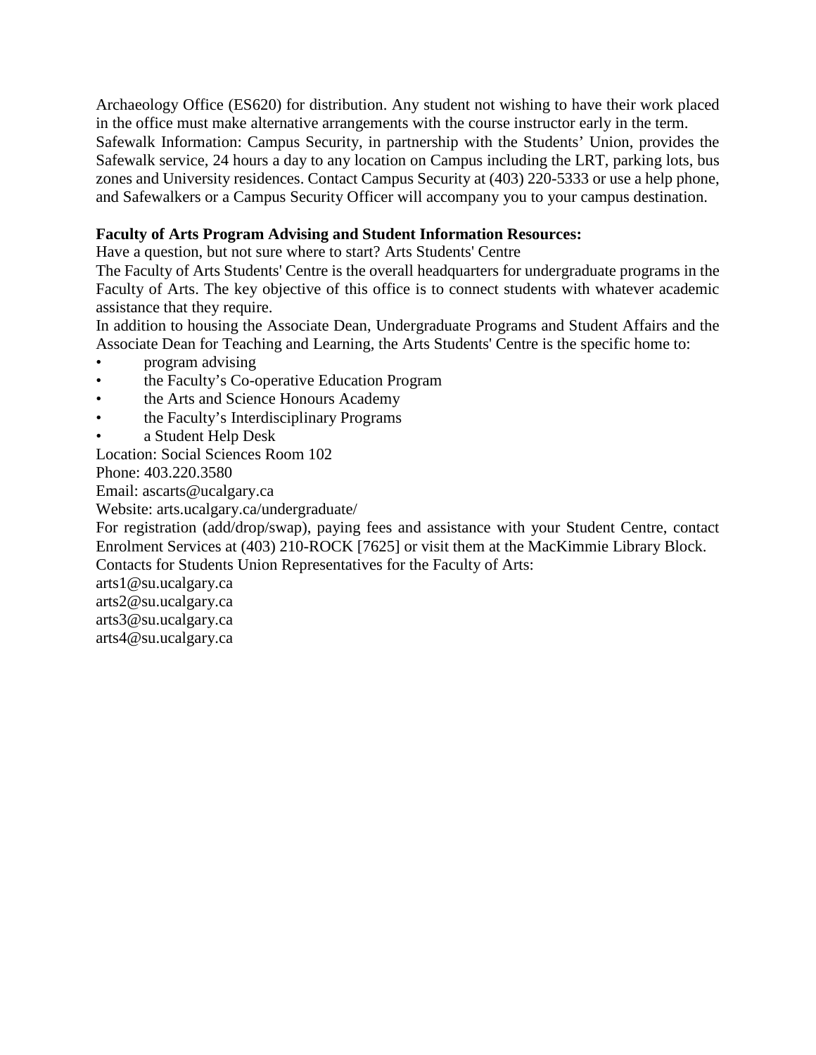Archaeology Office (ES620) for distribution. Any student not wishing to have their work placed in the office must make alternative arrangements with the course instructor early in the term.

Safewalk Information: Campus Security, in partnership with the Students' Union, provides the Safewalk service, 24 hours a day to any location on Campus including the LRT, parking lots, bus zones and University residences. Contact Campus Security at (403) 220-5333 or use a help phone, and Safewalkers or a Campus Security Officer will accompany you to your campus destination.

**Faculty of Arts Program Advising and Student Information Resources:**

Have a question, but not sure where to start? Arts Students' Centre

The Faculty of Arts Students' Centre is the overall headquarters for undergraduate programs in the Faculty of Arts. The key objective of this office is to connect students with whatever academic assistance that they require.

In addition to housing the Associate Dean, Undergraduate Programs and Student Affairs and the Associate Dean for Teaching and Learning, the Arts Students' Centre is the specific home to:

- program advising
- the Faculty's Co-operative Education Program
- the Arts and Science Honours Academy
- the Faculty's Interdisciplinary Programs
- a Student Help Desk

Location: Social Sciences Room 102

Phone: 403.220.3580

Email: ascarts@ucalgary.ca

Website: arts.ucalgary.ca/undergraduate/

For registration (add/drop/swap), paying fees and assistance with your Student Centre, contact Enrolment Services at (403) 210-ROCK [7625] or visit them at the MacKimmie Library Block.

Contacts for Students Union Representatives for the Faculty of Arts:

arts1@su.ucalgary.ca

arts2@su.ucalgary.ca

arts3@su.ucalgary.ca

arts4@su.ucalgary.ca